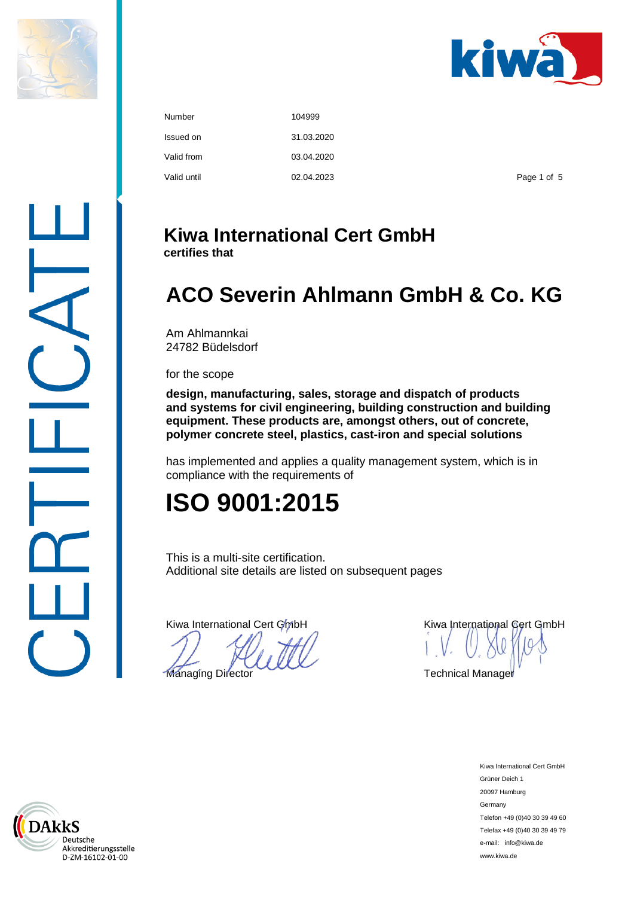| Number | 104999 |
| --- | --- |
| Issued on | 31.03.2020 |
| Valid from | 03.04.2020 |
| Valid until | 02.04.2023 |

CERTIFICATE

# Kiwa International Cert GmbH

**certifies that**

# ACO Severin Ahlmann GmbH & Co. KG

Am Ahlmannkai
24782 Büdelsdorf

for the scope

**design, manufacturing, sales, storage and dispatch of products and systems for civil engineering, building construction and building equipment. These products are, amongst others, out of concrete, polymer concrete steel, plastics, cast-iron and special solutions**

has implemented and applies a quality management system, which is in compliance with the requirements of

# ISO 9001:2015

This is a multi-site certification.
Additional site details are listed on subsequent pages

Kiwa International Cert GmbH
Managing Director

Kiwa International Cert GmbH
i. V.
Technical Manager

DAkkS
Deutsche Akkreditierungsstelle
D-ZM-16102-01-00

Kiwa International Cert GmbH
Grüner Deich 1
20097 Hamburg
Germany
Telefon +49 (0)40 30 39 49 60
Telefax +49 (0)40 30 39 49 79
e-mail: info@kiwa.de
www.kiwa.de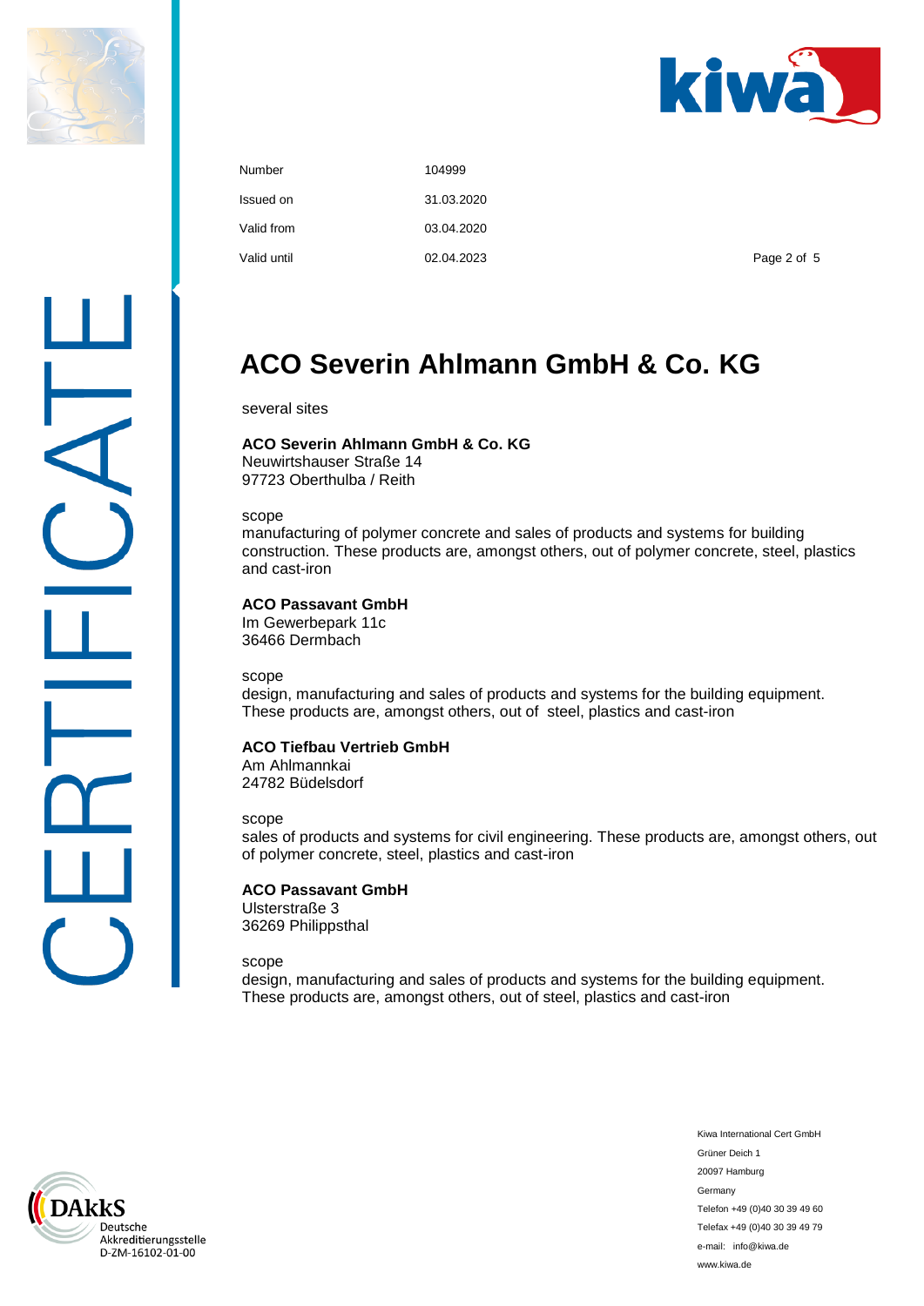| | |
|---|---|
| Number | 104999 |
| Issued on | 31.03.2020 |
| Valid from | 03.04.2020 |
| Valid until | 02.04.2023 |

# ACO Severin Ahlmann GmbH & Co. KG

several sites

**ACO Severin Ahlmann GmbH & Co. KG**
Neuwirtshauser Straße 14
97723 Oberthulba / Reith

scope
manufacturing of polymer concrete and sales of products and systems for building construction. These products are, amongst others, out of polymer concrete, steel, plastics and cast-iron

**ACO Passavant GmbH**
Im Gewerbepark 11c
36466 Dermbach

scope
design, manufacturing and sales of products and systems for the building equipment. These products are, amongst others, out of steel, plastics and cast-iron

**ACO Tiefbau Vertrieb GmbH**
Am Ahlmannkai
24782 Büdelsdorf

scope
sales of products and systems for civil engineering. These products are, amongst others, out of polymer concrete, steel, plastics and cast-iron

**ACO Passavant GmbH**
Ulsterstraße 3
36269 Philippsthal

scope
design, manufacturing and sales of products and systems for the building equipment. These products are, amongst others, out of steel, plastics and cast-iron

DAkkS Deutsche Akkreditierungsstelle D-ZM-16102-01-00

Kiwa International Cert GmbH
Grüner Deich 1
20097 Hamburg
Germany
Telefon +49 (0)40 30 39 49 60
Telefax +49 (0)40 30 39 49 79
e-mail: info@kiwa.de
www.kiwa.de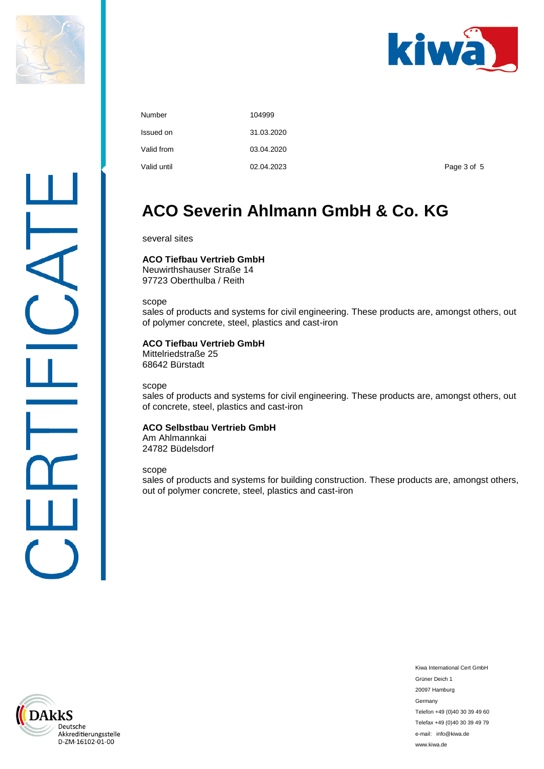| | |
|---|---|
| Number | 104999 |
| Issued on | 31.03.2020 |
| Valid from | 03.04.2020 |
| Valid until | 02.04.2023 |

# ACO Severin Ahlmann GmbH & Co. KG

several sites

**ACO Tiefbau Vertrieb GmbH**
Neuwirthshauser Straße 14
97723 Oberthulba / Reith

scope
sales of products and systems for civil engineering. These products are, amongst others, out of polymer concrete, steel, plastics and cast-iron

**ACO Tiefbau Vertrieb GmbH**
Mittelriedstraße 25
68642 Bürstadt

scope
sales of products and systems for civil engineering. These products are, amongst others, out of concrete, steel, plastics and cast-iron

**ACO Selbstbau Vertrieb GmbH**
Am Ahlmannkai
24782 Büdelsdorf

scope
sales of products and systems for building construction. These products are, amongst others, out of polymer concrete, steel, plastics and cast-iron

DAkkS Deutsche Akkreditierungsstelle D-ZM-16102-01-00

Kiwa International Cert GmbH
Grüner Deich 1
20097 Hamburg
Germany
Telefon +49 (0)40 30 39 49 60
Telefax +49 (0)40 30 39 49 79
e-mail: info@kiwa.de
www.kiwa.de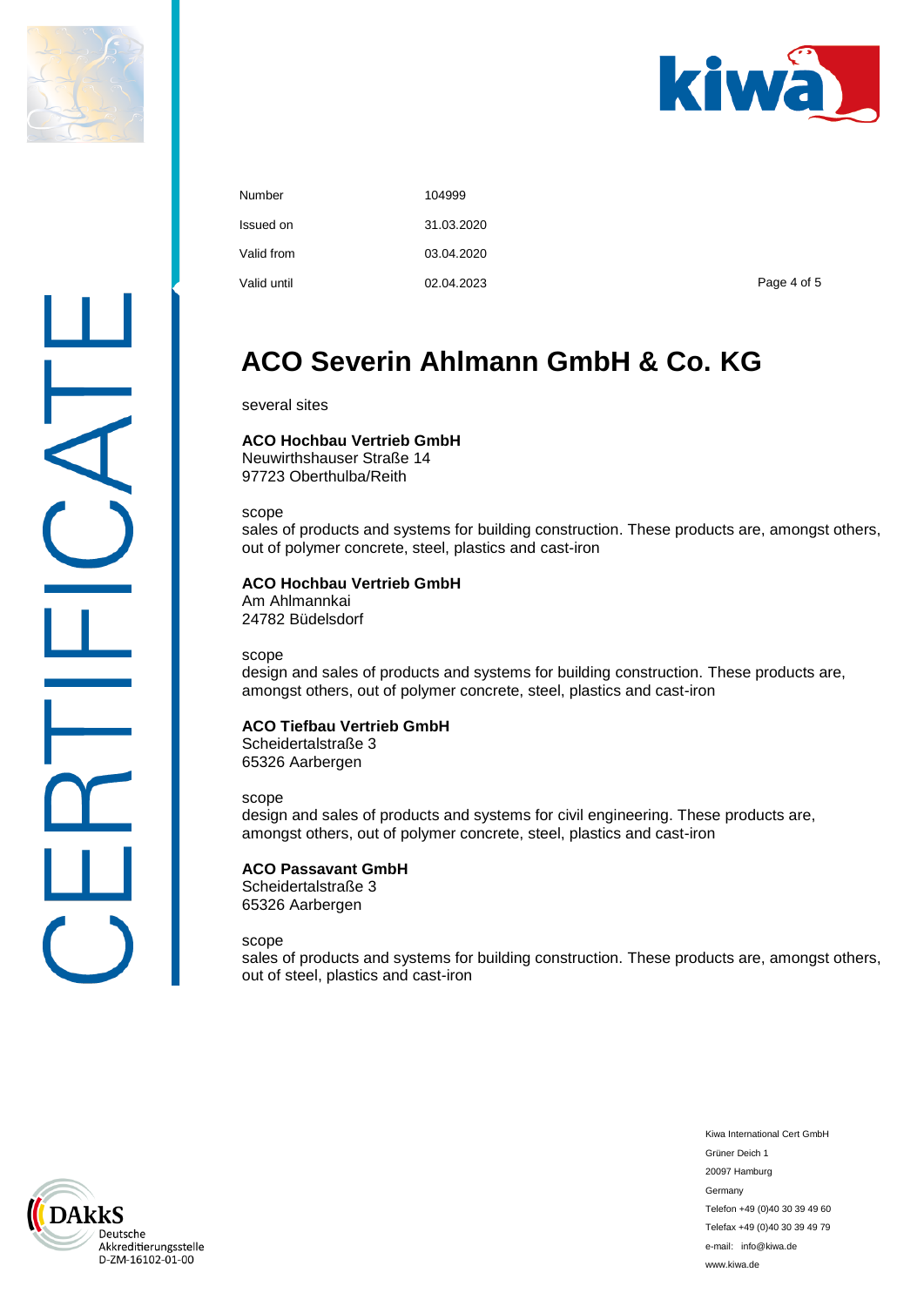| | |
|---|---|
| Number | 104999 |
| Issued on | 31.03.2020 |
| Valid from | 03.04.2020 |
| Valid until | 02.04.2023 |

# ACO Severin Ahlmann GmbH & Co. KG

several sites

**ACO Hochbau Vertrieb GmbH**
Neuwirthshauser Straße 14
97723 Oberthulba/Reith

scope
sales of products and systems for building construction. These products are, amongst others, out of polymer concrete, steel, plastics and cast-iron

**ACO Hochbau Vertrieb GmbH**
Am Ahlmannkai
24782 Büdelsdorf

scope
design and sales of products and systems for building construction. These products are, amongst others, out of polymer concrete, steel, plastics and cast-iron

**ACO Tiefbau Vertrieb GmbH**
Scheidertalstraße 3
65326 Aarbergen

scope
design and sales of products and systems for civil engineering. These products are, amongst others, out of polymer concrete, steel, plastics and cast-iron

**ACO Passavant GmbH**
Scheidertalstraße 3
65326 Aarbergen

scope
sales of products and systems for building construction. These products are, amongst others, out of steel, plastics and cast-iron

DAkkS
Deutsche Akkreditierungsstelle
D-ZM-16102-01-00

Kiwa International Cert GmbH
Grüner Deich 1
20097 Hamburg
Germany
Telefon +49 (0)40 30 39 49 60
Telefax +49 (0)40 30 39 49 79
e-mail: info@kiwa.de
www.kiwa.de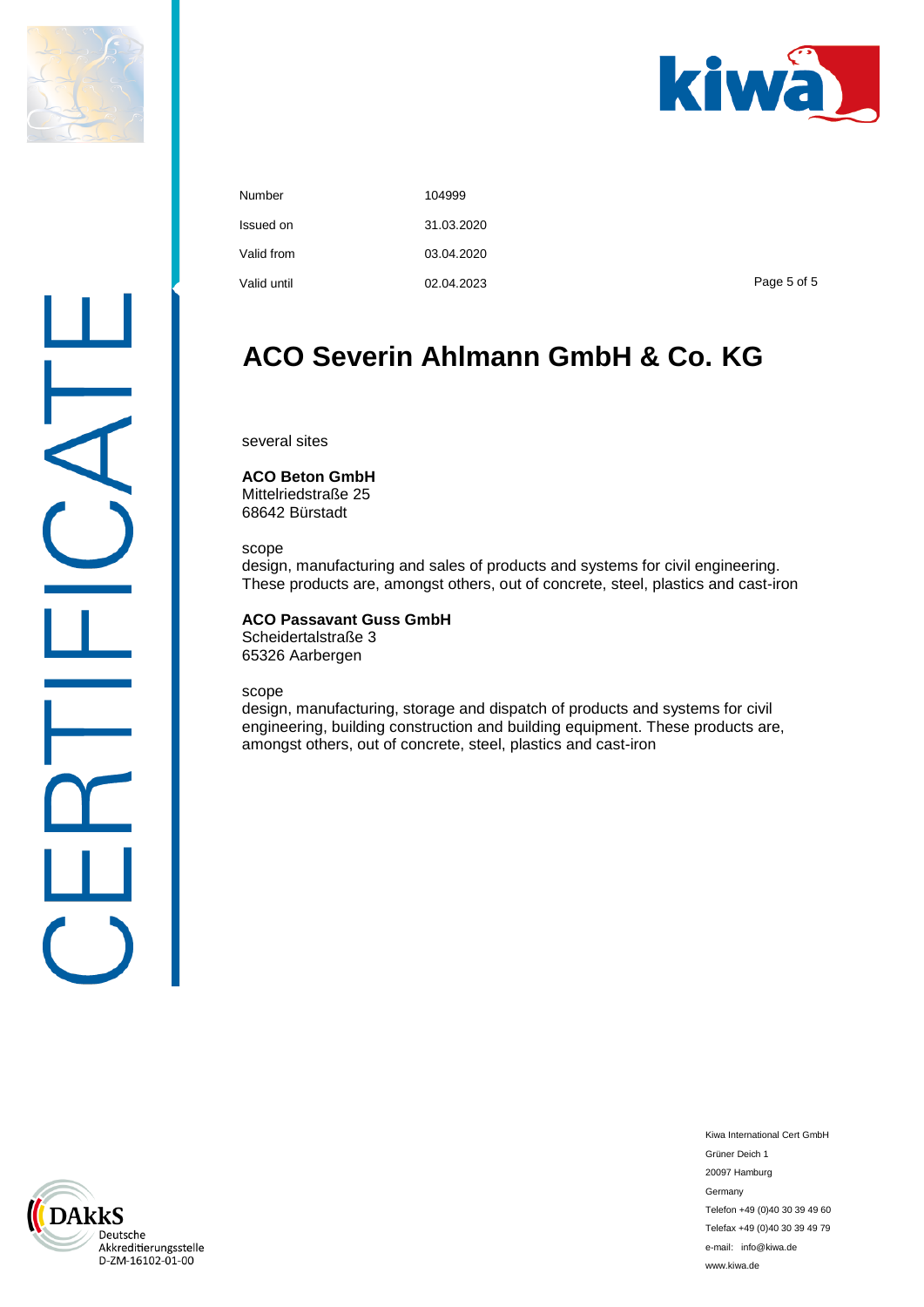| | |
|---|---|
| Number | 104999 |
| Issued on | 31.03.2020 |
| Valid from | 03.04.2020 |
| Valid until | 02.04.2023 |

# ACO Severin Ahlmann GmbH & Co. KG

several sites

**ACO Beton GmbH**
Mittelriedstraße 25
68642 Bürstadt

scope
design, manufacturing and sales of products and systems for civil engineering. These products are, amongst others, out of concrete, steel, plastics and cast-iron

**ACO Passavant Guss GmbH**
Scheidertalstraße 3
65326 Aarbergen

scope
design, manufacturing, storage and dispatch of products and systems for civil engineering, building construction and building equipment. These products are, amongst others, out of concrete, steel, plastics and cast-iron

DAkkS Deutsche Akkreditierungsstelle D-ZM-16102-01-00

Kiwa International Cert GmbH
Grüner Deich 1
20097 Hamburg
Germany
Telefon +49 (0)40 30 39 49 60
Telefax +49 (0)40 30 39 49 79
e-mail: info@kiwa.de
www.kiwa.de